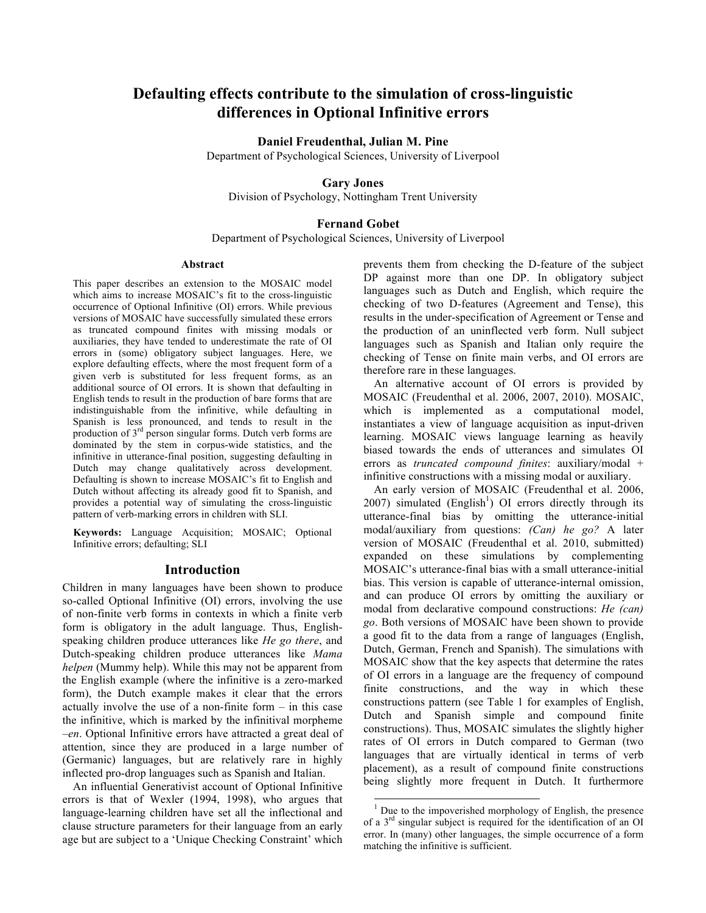# Defaulting effects contribute to the simulation of cross-linguistic differences in Optional Infinitive errors

**Daniel Freudenthal, Julian M. Pine**
Department of Psychological Sciences, University of Liverpool

**Gary Jones**
Division of Psychology, Nottingham Trent University

**Fernand Gobet**
Department of Psychological Sciences, University of Liverpool

## Abstract

This paper describes an extension to the MOSAIC model which aims to increase MOSAIC's fit to the cross-linguistic occurrence of Optional Infinitive (OI) errors. While previous versions of MOSAIC have successfully simulated these errors as truncated compound finites with missing modals or auxiliaries, they have tended to underestimate the rate of OI errors in (some) obligatory subject languages. Here, we explore defaulting effects, where the most frequent form of a given verb is substituted for less frequent forms, as an additional source of OI errors. It is shown that defaulting in English tends to result in the production of bare forms that are indistinguishable from the infinitive, while defaulting in Spanish is less pronounced, and tends to result in the production of 3rd person singular forms. Dutch verb forms are dominated by the stem in corpus-wide statistics, and the infinitive in utterance-final position, suggesting defaulting in Dutch may change qualitatively across development. Defaulting is shown to increase MOSAIC's fit to English and Dutch without affecting its already good fit to Spanish, and provides a potential way of simulating the cross-linguistic pattern of verb-marking errors in children with SLI.

**Keywords:** Language Acquisition; MOSAIC; Optional Infinitive errors; defaulting; SLI

## Introduction

Children in many languages have been shown to produce so-called Optional Infinitive (OI) errors, involving the use of non-finite verb forms in contexts in which a finite verb form is obligatory in the adult language. Thus, English-speaking children produce utterances like *He go there*, and Dutch-speaking children produce utterances like *Mama helpen* (Mummy help). While this may not be apparent from the English example (where the infinitive is a zero-marked form), the Dutch example makes it clear that the errors actually involve the use of a non-finite form – in this case the infinitive, which is marked by the infinitival morpheme *–en*. Optional Infinitive errors have attracted a great deal of attention, since they are produced in a large number of (Germanic) languages, but are relatively rare in highly inflected pro-drop languages such as Spanish and Italian.

An influential Generativist account of Optional Infinitive errors is that of Wexler (1994, 1998), who argues that language-learning children have set all the inflectional and clause structure parameters for their language from an early age but are subject to a 'Unique Checking Constraint' which prevents them from checking the D-feature of the subject DP against more than one DP. In obligatory subject languages such as Dutch and English, which require the checking of two D-features (Agreement and Tense), this results in the under-specification of Agreement or Tense and the production of an uninflected verb form. Null subject languages such as Spanish and Italian only require the checking of Tense on finite main verbs, and OI errors are therefore rare in these languages.

An alternative account of OI errors is provided by MOSAIC (Freudenthal et al. 2006, 2007, 2010). MOSAIC, which is implemented as a computational model, instantiates a view of language acquisition as input-driven learning. MOSAIC views language learning as heavily biased towards the ends of utterances and simulates OI errors as *truncated compound finites*: auxiliary/modal + infinitive constructions with a missing modal or auxiliary.

An early version of MOSAIC (Freudenthal et al. 2006, 2007) simulated (English[1]) OI errors directly through its utterance-final bias by omitting the utterance-initial modal/auxiliary from questions: *(Can) he go?* A later version of MOSAIC (Freudenthal et al. 2010, submitted) expanded on these simulations by complementing MOSAIC's utterance-final bias with a small utterance-initial bias. This version is capable of utterance-internal omission, and can produce OI errors by omitting the auxiliary or modal from declarative compound constructions: *He (can) go*. Both versions of MOSAIC have been shown to provide a good fit to the data from a range of languages (English, Dutch, German, French and Spanish). The simulations with MOSAIC show that the key aspects that determine the rates of OI errors in a language are the frequency of compound finite constructions, and the way in which these constructions pattern (see Table 1 for examples of English, Dutch and Spanish simple and compound finite constructions). Thus, MOSAIC simulates the slightly higher rates of OI errors in Dutch compared to German (two languages that are virtually identical in terms of verb placement), as a result of compound finite constructions being slightly more frequent in Dutch. It furthermore

[1] Due to the impoverished morphology of English, the presence of a 3rd singular subject is required for the identification of an OI error. In (many) other languages, the simple occurrence of a form matching the infinitive is sufficient.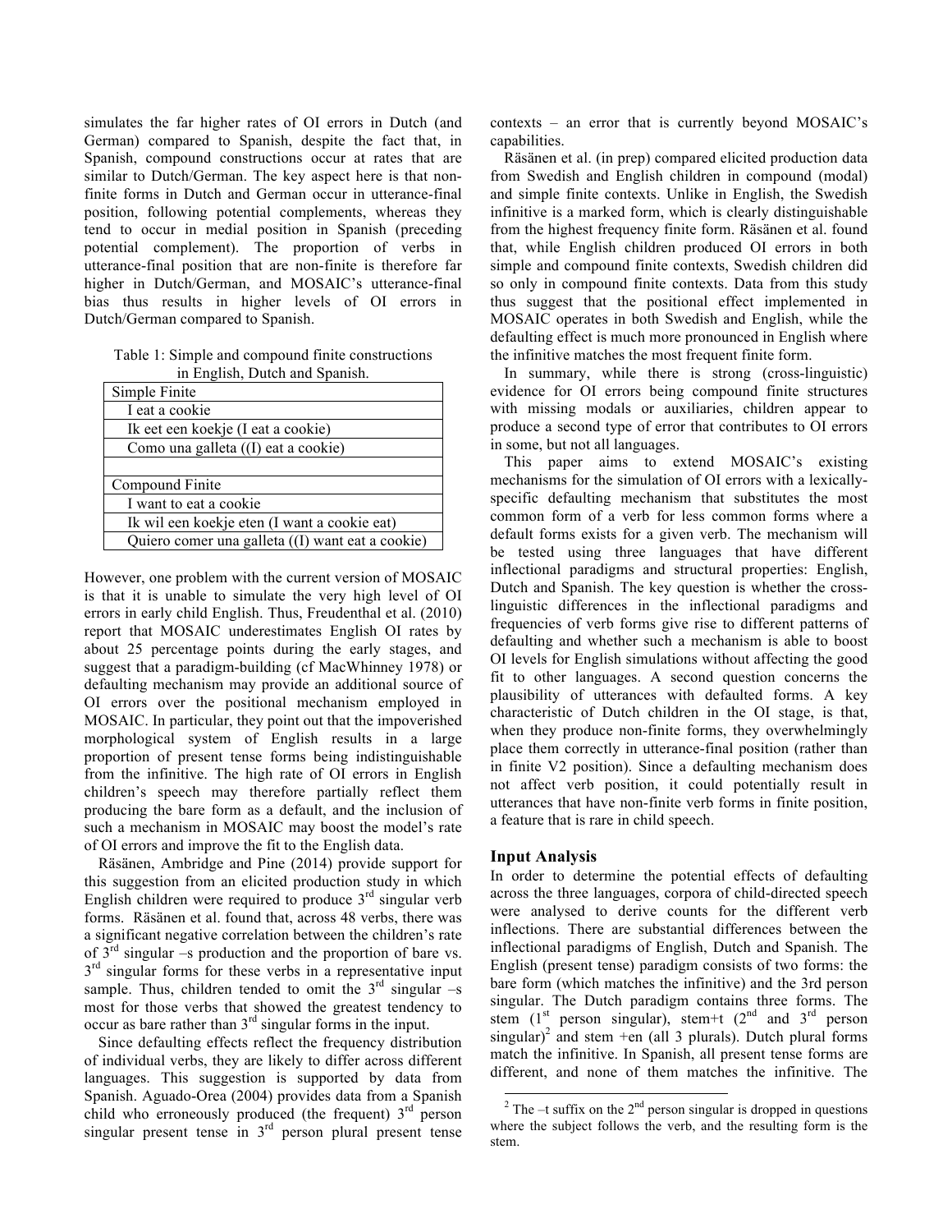simulates the far higher rates of OI errors in Dutch (and German) compared to Spanish, despite the fact that, in Spanish, compound constructions occur at rates that are similar to Dutch/German. The key aspect here is that non-finite forms in Dutch and German occur in utterance-final position, following potential complements, whereas they tend to occur in medial position in Spanish (preceding potential complement). The proportion of verbs in utterance-final position that are non-finite is therefore far higher in Dutch/German, and MOSAIC's utterance-final bias thus results in higher levels of OI errors in Dutch/German compared to Spanish.

Table 1: Simple and compound finite constructions in English, Dutch and Spanish.

| Simple Finite |
|---|
| I eat a cookie |
| Ik eet een koekje (I eat a cookie) |
| Como una galleta ((I) eat a cookie) |
| |
| Compound Finite |
| I want to eat a cookie |
| Ik wil een koekje eten (I want a cookie eat) |
| Quiero comer una galleta ((I) want eat a cookie) |

However, one problem with the current version of MOSAIC is that it is unable to simulate the very high level of OI errors in early child English. Thus, Freudenthal et al. (2010) report that MOSAIC underestimates English OI rates by about 25 percentage points during the early stages, and suggest that a paradigm-building (cf MacWhinney 1978) or defaulting mechanism may provide an additional source of OI errors over the positional mechanism employed in MOSAIC. In particular, they point out that the impoverished morphological system of English results in a large proportion of present tense forms being indistinguishable from the infinitive. The high rate of OI errors in English children's speech may therefore partially reflect them producing the bare form as a default, and the inclusion of such a mechanism in MOSAIC may boost the model's rate of OI errors and improve the fit to the English data.

Räsänen, Ambridge and Pine (2014) provide support for this suggestion from an elicited production study in which English children were required to produce 3rd singular verb forms. Räsänen et al. found that, across 48 verbs, there was a significant negative correlation between the children's rate of 3rd singular –s production and the proportion of bare vs. 3rd singular forms for these verbs in a representative input sample. Thus, children tended to omit the 3rd singular –s most for those verbs that showed the greatest tendency to occur as bare rather than 3rd singular forms in the input.

Since defaulting effects reflect the frequency distribution of individual verbs, they are likely to differ across different languages. This suggestion is supported by data from Spanish. Aguado-Orea (2004) provides data from a Spanish child who erroneously produced (the frequent) 3rd person singular present tense in 3rd person plural present tense contexts – an error that is currently beyond MOSAIC's capabilities.

Räsänen et al. (in prep) compared elicited production data from Swedish and English children in compound (modal) and simple finite contexts. Unlike in English, the Swedish infinitive is a marked form, which is clearly distinguishable from the highest frequency finite form. Räsänen et al. found that, while English children produced OI errors in both simple and compound finite contexts, Swedish children did so only in compound finite contexts. Data from this study thus suggest that the positional effect implemented in MOSAIC operates in both Swedish and English, while the defaulting effect is much more pronounced in English where the infinitive matches the most frequent finite form.

In summary, while there is strong (cross-linguistic) evidence for OI errors being compound finite structures with missing modals or auxiliaries, children appear to produce a second type of error that contributes to OI errors in some, but not all languages.

This paper aims to extend MOSAIC's existing mechanisms for the simulation of OI errors with a lexically-specific defaulting mechanism that substitutes the most common form of a verb for less common forms where a default forms exists for a given verb. The mechanism will be tested using three languages that have different inflectional paradigms and structural properties: English, Dutch and Spanish. The key question is whether the cross-linguistic differences in the inflectional paradigms and frequencies of verb forms give rise to different patterns of defaulting and whether such a mechanism is able to boost OI levels for English simulations without affecting the good fit to other languages. A second question concerns the plausibility of utterances with defaulted forms. A key characteristic of Dutch children in the OI stage, is that, when they produce non-finite forms, they overwhelmingly place them correctly in utterance-final position (rather than in finite V2 position). Since a defaulting mechanism does not affect verb position, it could potentially result in utterances that have non-finite verb forms in finite position, a feature that is rare in child speech.

## Input Analysis

In order to determine the potential effects of defaulting across the three languages, corpora of child-directed speech were analysed to derive counts for the different verb inflections. There are substantial differences between the inflectional paradigms of English, Dutch and Spanish. The English (present tense) paradigm consists of two forms: the bare form (which matches the infinitive) and the 3rd person singular. The Dutch paradigm contains three forms. The stem (1st person singular), stem+t (2nd and 3rd person singular)[2] and stem +en (all 3 plurals). Dutch plural forms match the infinitive. In Spanish, all present tense forms are different, and none of them matches the infinitive. The

[2] The –t suffix on the 2nd person singular is dropped in questions where the subject follows the verb, and the resulting form is the stem.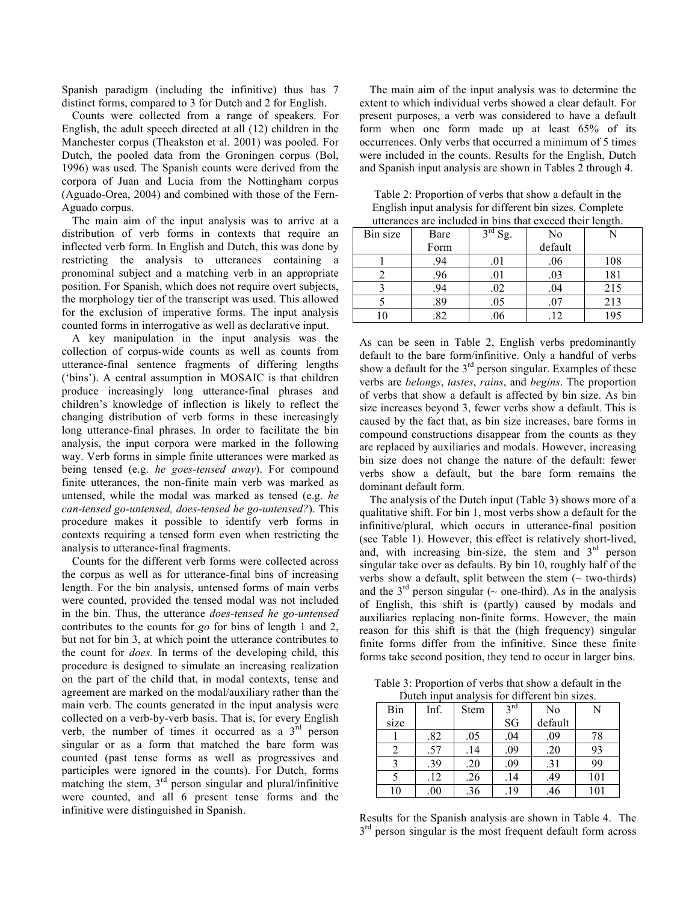Spanish paradigm (including the infinitive) thus has 7 distinct forms, compared to 3 for Dutch and 2 for English.

Counts were collected from a range of speakers. For English, the adult speech directed at all (12) children in the Manchester corpus (Theakston et al. 2001) was pooled. For Dutch, the pooled data from the Groningen corpus (Bol, 1996) was used. The Spanish counts were derived from the corpora of Juan and Lucia from the Nottingham corpus (Aguado-Orea, 2004) and combined with those of the Fern-Aguado corpus.

The main aim of the input analysis was to arrive at a distribution of verb forms in contexts that require an inflected verb form. In English and Dutch, this was done by restricting the analysis to utterances containing a pronominal subject and a matching verb in an appropriate position. For Spanish, which does not require overt subjects, the morphology tier of the transcript was used. This allowed for the exclusion of imperative forms. The input analysis counted forms in interrogative as well as declarative input.

A key manipulation in the input analysis was the collection of corpus-wide counts as well as counts from utterance-final sentence fragments of differing lengths ('bins'). A central assumption in MOSAIC is that children produce increasingly long utterance-final phrases and children's knowledge of inflection is likely to reflect the changing distribution of verb forms in these increasingly long utterance-final phrases. In order to facilitate the bin analysis, the input corpora were marked in the following way. Verb forms in simple finite utterances were marked as being tensed (e.g. *he goes-tensed away*). For compound finite utterances, the non-finite main verb was marked as untensed, while the modal was marked as tensed (e.g. *he can-tensed go-untensed, does-tensed he go-untensed?*). This procedure makes it possible to identify verb forms in contexts requiring a tensed form even when restricting the analysis to utterance-final fragments.

Counts for the different verb forms were collected across the corpus as well as for utterance-final bins of increasing length. For the bin analysis, untensed forms of main verbs were counted, provided the tensed modal was not included in the bin. Thus, the utterance *does-tensed he go-untensed* contributes to the counts for *go* for bins of length 1 and 2, but not for bin 3, at which point the utterance contributes to the count for *does.* In terms of the developing child, this procedure is designed to simulate an increasing realization on the part of the child that, in modal contexts, tense and agreement are marked on the modal/auxiliary rather than the main verb. The counts generated in the input analysis were collected on a verb-by-verb basis. That is, for every English verb, the number of times it occurred as a 3rd person singular or as a form that matched the bare form was counted (past tense forms as well as progressives and participles were ignored in the counts). For Dutch, forms matching the stem, 3rd person singular and plural/infinitive were counted, and all 6 present tense forms and the infinitive were distinguished in Spanish.

The main aim of the input analysis was to determine the extent to which individual verbs showed a clear default. For present purposes, a verb was considered to have a default form when one form made up at least 65% of its occurrences. Only verbs that occurred a minimum of 5 times were included in the counts. Results for the English, Dutch and Spanish input analysis are shown in Tables 2 through 4.

Table 2: Proportion of verbs that show a default in the English input analysis for different bin sizes. Complete utterances are included in bins that exceed their length.

| Bin size | Bare Form | 3rd Sg. | No default | N |
|---|---|---|---|---|
| 1 | .94 | .01 | .06 | 108 |
| 2 | .96 | .01 | .03 | 181 |
| 3 | .94 | .02 | .04 | 215 |
| 5 | .89 | .05 | .07 | 213 |
| 10 | .82 | .06 | .12 | 195 |

As can be seen in Table 2, English verbs predominantly default to the bare form/infinitive. Only a handful of verbs show a default for the 3rd person singular. Examples of these verbs are *belongs*, *tastes*, *rains*, and *begins*. The proportion of verbs that show a default is affected by bin size. As bin size increases beyond 3, fewer verbs show a default. This is caused by the fact that, as bin size increases, bare forms in compound constructions disappear from the counts as they are replaced by auxiliaries and modals. However, increasing bin size does not change the nature of the default: fewer verbs show a default, but the bare form remains the dominant default form.

The analysis of the Dutch input (Table 3) shows more of a qualitative shift. For bin 1, most verbs show a default for the infinitive/plural, which occurs in utterance-final position (see Table 1). However, this effect is relatively short-lived, and, with increasing bin-size, the stem and 3rd person singular take over as defaults. By bin 10, roughly half of the verbs show a default, split between the stem (~ two-thirds) and the 3rd person singular (~ one-third). As in the analysis of English, this shift is (partly) caused by modals and auxiliaries replacing non-finite forms. However, the main reason for this shift is that the (high frequency) singular finite forms differ from the infinitive. Since these finite forms take second position, they tend to occur in larger bins.

Table 3: Proportion of verbs that show a default in the Dutch input analysis for different bin sizes.

| Bin size | Inf. | Stem | 3rd SG | No default | N |
|---|---|---|---|---|---|
| 1 | .82 | .05 | .04 | .09 | 78 |
| 2 | .57 | .14 | .09 | .20 | 93 |
| 3 | .39 | .20 | .09 | .31 | 99 |
| 5 | .12 | .26 | .14 | .49 | 101 |
| 10 | .00 | .36 | .19 | .46 | 101 |

Results for the Spanish analysis are shown in Table 4. The 3rd person singular is the most frequent default form across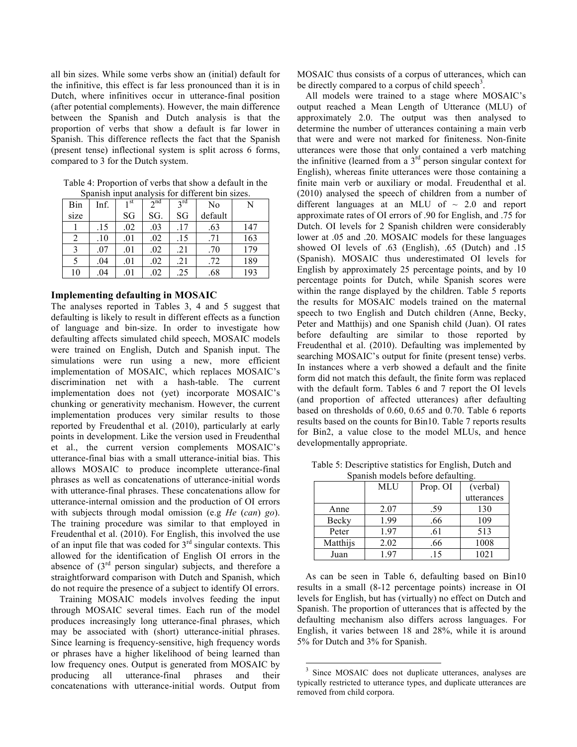all bin sizes. While some verbs show an (initial) default for the infinitive, this effect is far less pronounced than it is in Dutch, where infinitives occur in utterance-final position (after potential complements). However, the main difference between the Spanish and Dutch analysis is that the proportion of verbs that show a default is far lower in Spanish. This difference reflects the fact that the Spanish (present tense) inflectional system is split across 6 forms, compared to 3 for the Dutch system.

Table 4: Proportion of verbs that show a default in the Spanish input analysis for different bin sizes.

| Bin size | Inf. | 1st SG | 2nd SG. | 3rd SG | No default | N |
|---|---|---|---|---|---|---|
| 1 | .15 | .02 | .03 | .17 | .63 | 147 |
| 2 | .10 | .01 | .02 | .15 | .71 | 163 |
| 3 | .07 | .01 | .02 | .21 | .70 | 179 |
| 5 | .04 | .01 | .02 | .21 | .72 | 189 |
| 10 | .04 | .01 | .02 | .25 | .68 | 193 |

## Implementing defaulting in MOSAIC

The analyses reported in Tables 3, 4 and 5 suggest that defaulting is likely to result in different effects as a function of language and bin-size. In order to investigate how defaulting affects simulated child speech, MOSAIC models were trained on English, Dutch and Spanish input. The simulations were run using a new, more efficient implementation of MOSAIC, which replaces MOSAIC's discrimination net with a hash-table. The current implementation does not (yet) incorporate MOSAIC's chunking or generativity mechanism. However, the current implementation produces very similar results to those reported by Freudenthal et al. (2010), particularly at early points in development. Like the version used in Freudenthal et al., the current version complements MOSAIC's utterance-final bias with a small utterance-initial bias. This allows MOSAIC to produce incomplete utterance-final phrases as well as concatenations of utterance-initial words with utterance-final phrases. These concatenations allow for utterance-internal omission and the production of OI errors with subjects through modal omission (e.g *He* (*can*) *go*). The training procedure was similar to that employed in Freudenthal et al. (2010). For English, this involved the use of an input file that was coded for 3rd singular contexts. This allowed for the identification of English OI errors in the absence of (3rd person singular) subjects, and therefore a straightforward comparison with Dutch and Spanish, which do not require the presence of a subject to identify OI errors.

Training MOSAIC models involves feeding the input through MOSAIC several times. Each run of the model produces increasingly long utterance-final phrases, which may be associated with (short) utterance-initial phrases. Since learning is frequency-sensitive, high frequency words or phrases have a higher likelihood of being learned than low frequency ones. Output is generated from MOSAIC by producing all utterance-final phrases and their concatenations with utterance-initial words. Output from MOSAIC thus consists of a corpus of utterances, which can be directly compared to a corpus of child speech[3].

All models were trained to a stage where MOSAIC's output reached a Mean Length of Utterance (MLU) of approximately 2.0. The output was then analysed to determine the number of utterances containing a main verb that were and were not marked for finiteness. Non-finite utterances were those that only contained a verb matching the infinitive (learned from a 3rd person singular context for English), whereas finite utterances were those containing a finite main verb or auxiliary or modal. Freudenthal et al. (2010) analysed the speech of children from a number of different languages at an MLU of ~ 2.0 and report approximate rates of OI errors of .90 for English, and .75 for Dutch. OI levels for 2 Spanish children were considerably lower at .05 and .20. MOSAIC models for these languages showed OI levels of .63 (English), .65 (Dutch) and .15 (Spanish). MOSAIC thus underestimated OI levels for English by approximately 25 percentage points, and by 10 percentage points for Dutch, while Spanish scores were within the range displayed by the children. Table 5 reports the results for MOSAIC models trained on the maternal speech to two English and Dutch children (Anne, Becky, Peter and Matthijs) and one Spanish child (Juan). OI rates before defaulting are similar to those reported by Freudenthal et al. (2010). Defaulting was implemented by searching MOSAIC's output for finite (present tense) verbs. In instances where a verb showed a default and the finite form did not match this default, the finite form was replaced with the default form. Tables 6 and 7 report the OI levels (and proportion of affected utterances) after defaulting based on thresholds of 0.60, 0.65 and 0.70. Table 6 reports results based on the counts for Bin10. Table 7 reports results for Bin2, a value close to the model MLUs, and hence developmentally appropriate.

Table 5: Descriptive statistics for English, Dutch and Spanish models before defaulting.

| | MLU | Prop. OI | (verbal) utterances |
|---|---|---|---|
| Anne | 2.07 | .59 | 130 |
| Becky | 1.99 | .66 | 109 |
| Peter | 1.97 | .61 | 513 |
| Matthijs | 2.02 | .66 | 1008 |
| Juan | 1.97 | .15 | 1021 |

As can be seen in Table 6, defaulting based on Bin10 results in a small (8-12 percentage points) increase in OI levels for English, but has (virtually) no effect on Dutch and Spanish. The proportion of utterances that is affected by the defaulting mechanism also differs across languages. For English, it varies between 18 and 28%, while it is around 5% for Dutch and 3% for Spanish.

[3] Since MOSAIC does not duplicate utterances, analyses are typically restricted to utterance types, and duplicate utterances are removed from child corpora.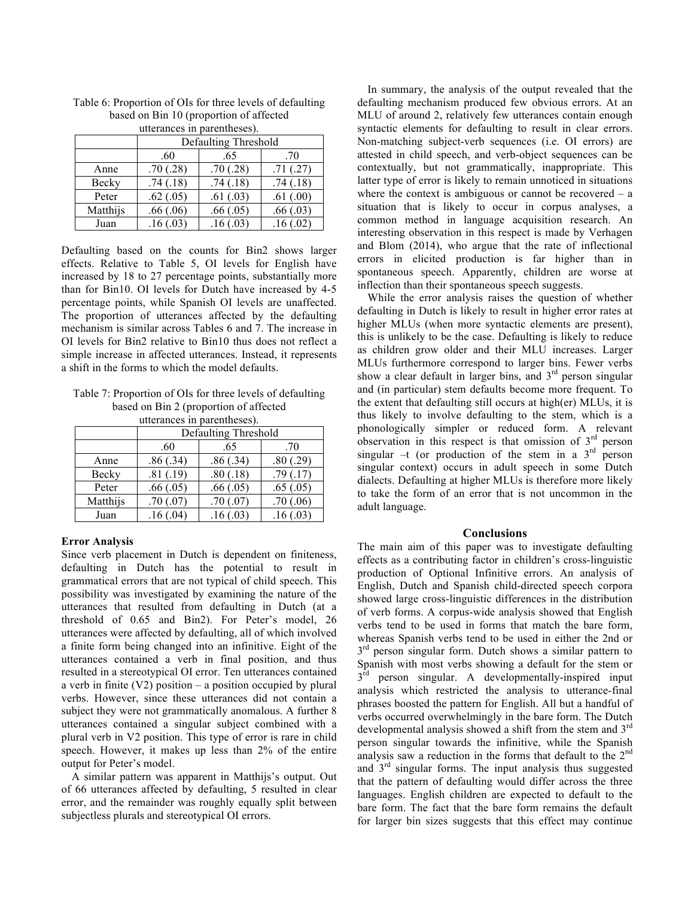Table 6: Proportion of OIs for three levels of defaulting based on Bin 10 (proportion of affected utterances in parentheses).

| | Defaulting Threshold | | |
|---|---|---|---|
| | .60 | .65 | .70 |
| Anne | .70 (.28) | .70 (.28) | .71 (.27) |
| Becky | .74 (.18) | .74 (.18) | .74 (.18) |
| Peter | .62 (.05) | .61 (.03) | .61 (.00) |
| Matthijs | .66 (.06) | .66 (.05) | .66 (.03) |
| Juan | .16 (.03) | .16 (.03) | .16 (.02) |

Defaulting based on the counts for Bin2 shows larger effects. Relative to Table 5, OI levels for English have increased by 18 to 27 percentage points, substantially more than for Bin10. OI levels for Dutch have increased by 4-5 percentage points, while Spanish OI levels are unaffected. The proportion of utterances affected by the defaulting mechanism is similar across Tables 6 and 7. The increase in OI levels for Bin2 relative to Bin10 thus does not reflect a simple increase in affected utterances. Instead, it represents a shift in the forms to which the model defaults.

Table 7: Proportion of OIs for three levels of defaulting based on Bin 2 (proportion of affected utterances in parentheses).

| | Defaulting Threshold | | |
|---|---|---|---|
| | .60 | .65 | .70 |
| Anne | .86 (.34) | .86 (.34) | .80 (.29) |
| Becky | .81 (.19) | .80 (.18) | .79 (.17) |
| Peter | .66 (.05) | .66 (.05) | .65 (.05) |
| Matthijs | .70 (.07) | .70 (.07) | .70 (.06) |
| Juan | .16 (.04) | .16 (.03) | .16 (.03) |

### Error Analysis

Since verb placement in Dutch is dependent on finiteness, defaulting in Dutch has the potential to result in grammatical errors that are not typical of child speech. This possibility was investigated by examining the nature of the utterances that resulted from defaulting in Dutch (at a threshold of 0.65 and Bin2). For Peter's model, 26 utterances were affected by defaulting, all of which involved a finite form being changed into an infinitive. Eight of the utterances contained a verb in final position, and thus resulted in a stereotypical OI error. Ten utterances contained a verb in finite (V2) position – a position occupied by plural verbs. However, since these utterances did not contain a subject they were not grammatically anomalous. A further 8 utterances contained a singular subject combined with a plural verb in V2 position. This type of error is rare in child speech. However, it makes up less than 2% of the entire output for Peter's model.

A similar pattern was apparent in Matthijs's output. Out of 66 utterances affected by defaulting, 5 resulted in clear error, and the remainder was roughly equally split between subjectless plurals and stereotypical OI errors.

In summary, the analysis of the output revealed that the defaulting mechanism produced few obvious errors. At an MLU of around 2, relatively few utterances contain enough syntactic elements for defaulting to result in clear errors. Non-matching subject-verb sequences (i.e. OI errors) are attested in child speech, and verb-object sequences can be contextually, but not grammatically, inappropriate. This latter type of error is likely to remain unnoticed in situations where the context is ambiguous or cannot be recovered – a situation that is likely to occur in corpus analyses, a common method in language acquisition research. An interesting observation in this respect is made by Verhagen and Blom (2014), who argue that the rate of inflectional errors in elicited production is far higher than in spontaneous speech. Apparently, children are worse at inflection than their spontaneous speech suggests.

While the error analysis raises the question of whether defaulting in Dutch is likely to result in higher error rates at higher MLUs (when more syntactic elements are present), this is unlikely to be the case. Defaulting is likely to reduce as children grow older and their MLU increases. Larger MLUs furthermore correspond to larger bins. Fewer verbs show a clear default in larger bins, and 3rd person singular and (in particular) stem defaults become more frequent. To the extent that defaulting still occurs at high(er) MLUs, it is thus likely to involve defaulting to the stem, which is a phonologically simpler or reduced form. A relevant observation in this respect is that omission of 3rd person singular –t (or production of the stem in a 3rd person singular context) occurs in adult speech in some Dutch dialects. Defaulting at higher MLUs is therefore more likely to take the form of an error that is not uncommon in the adult language.

## Conclusions

The main aim of this paper was to investigate defaulting effects as a contributing factor in children's cross-linguistic production of Optional Infinitive errors. An analysis of English, Dutch and Spanish child-directed speech corpora showed large cross-linguistic differences in the distribution of verb forms. A corpus-wide analysis showed that English verbs tend to be used in forms that match the bare form, whereas Spanish verbs tend to be used in either the 2nd or 3rd person singular form. Dutch shows a similar pattern to Spanish with most verbs showing a default for the stem or 3rd person singular. A developmentally-inspired input analysis which restricted the analysis to utterance-final phrases boosted the pattern for English. All but a handful of verbs occurred overwhelmingly in the bare form. The Dutch developmental analysis showed a shift from the stem and 3rd person singular towards the infinitive, while the Spanish analysis saw a reduction in the forms that default to the 2nd and 3rd singular forms. The input analysis thus suggested that the pattern of defaulting would differ across the three languages. English children are expected to default to the bare form. The fact that the bare form remains the default for larger bin sizes suggests that this effect may continue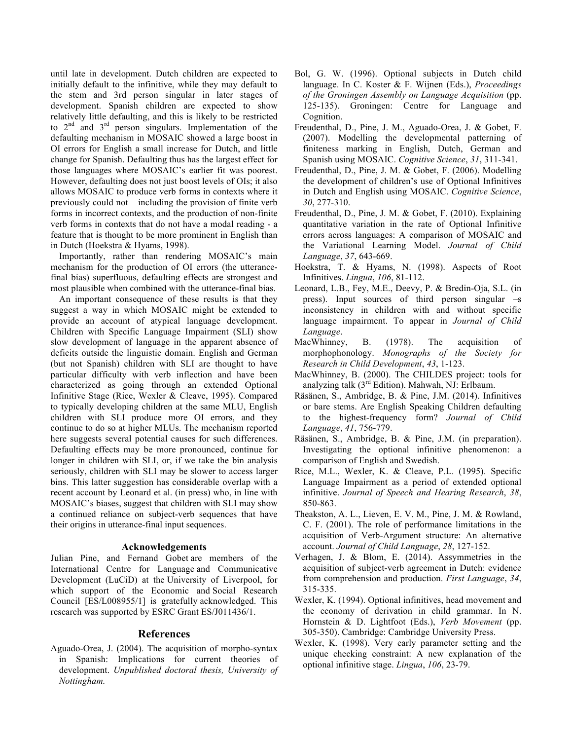until late in development. Dutch children are expected to initially default to the infinitive, while they may default to the stem and 3rd person singular in later stages of development. Spanish children are expected to show relatively little defaulting, and this is likely to be restricted to 2nd and 3rd person singulars. Implementation of the defaulting mechanism in MOSAIC showed a large boost in OI errors for English a small increase for Dutch, and little change for Spanish. Defaulting thus has the largest effect for those languages where MOSAIC's earlier fit was poorest. However, defaulting does not just boost levels of OIs; it also allows MOSAIC to produce verb forms in contexts where it previously could not – including the provision of finite verb forms in incorrect contexts, and the production of non-finite verb forms in contexts that do not have a modal reading - a feature that is thought to be more prominent in English than in Dutch (Hoekstra & Hyams, 1998).

Importantly, rather than rendering MOSAIC's main mechanism for the production of OI errors (the utterance-final bias) superfluous, defaulting effects are strongest and most plausible when combined with the utterance-final bias.

An important consequence of these results is that they suggest a way in which MOSAIC might be extended to provide an account of atypical language development. Children with Specific Language Impairment (SLI) show slow development of language in the apparent absence of deficits outside the linguistic domain. English and German (but not Spanish) children with SLI are thought to have particular difficulty with verb inflection and have been characterized as going through an extended Optional Infinitive Stage (Rice, Wexler & Cleave, 1995). Compared to typically developing children at the same MLU, English children with SLI produce more OI errors, and they continue to do so at higher MLUs. The mechanism reported here suggests several potential causes for such differences. Defaulting effects may be more pronounced, continue for longer in children with SLI, or, if we take the bin analysis seriously, children with SLI may be slower to access larger bins. This latter suggestion has considerable overlap with a recent account by Leonard et al. (in press) who, in line with MOSAIC's biases, suggest that children with SLI may show a continued reliance on subject-verb sequences that have their origins in utterance-final input sequences.

## Acknowledgements

Julian Pine, and Fernand Gobet are members of the International Centre for Language and Communicative Development (LuCiD) at the University of Liverpool, for which support of the Economic and Social Research Council [ES/L008955/1] is gratefully acknowledged. This research was supported by ESRC Grant ES/J011436/1.

## References

Aguado-Orea, J. (2004). The acquisition of morpho-syntax in Spanish: Implications for current theories of development. *Unpublished doctoral thesis, University of Nottingham.*

Bol, G. W. (1996). Optional subjects in Dutch child language. In C. Koster & F. Wijnen (Eds.), *Proceedings of the Groningen Assembly on Language Acquisition* (pp. 125-135). Groningen: Centre for Language and Cognition.

Freudenthal, D., Pine, J. M., Aguado-Orea, J. & Gobet, F. (2007). Modelling the developmental patterning of finiteness marking in English, Dutch, German and Spanish using MOSAIC. *Cognitive Science*, *31*, 311-341.

Freudenthal, D., Pine, J. M. & Gobet, F. (2006). Modelling the development of children's use of Optional Infinitives in Dutch and English using MOSAIC. *Cognitive Science*, *30*, 277-310.

Freudenthal, D., Pine, J. M. & Gobet, F. (2010). Explaining quantitative variation in the rate of Optional Infinitive errors across languages: A comparison of MOSAIC and the Variational Learning Model. *Journal of Child Language*, *37*, 643-669.

Hoekstra, T. & Hyams, N. (1998). Aspects of Root Infinitives. *Lingua*, *106*, 81-112.

Leonard, L.B., Fey, M.E., Deevy, P. & Bredin-Oja, S.L. (in press). Input sources of third person singular –s inconsistency in children with and without specific language impairment. To appear in *Journal of Child Language*.

MacWhinney, B. (1978). The acquisition of morphophonology. *Monographs of the Society for Research in Child Development*, *43*, 1-123.

MacWhinney, B. (2000). The CHILDES project: tools for analyzing talk (3rd Edition). Mahwah, NJ: Erlbaum.

Räsänen, S., Ambridge, B. & Pine, J.M. (2014). Infinitives or bare stems. Are English Speaking Children defaulting to the highest-frequency form? *Journal of Child Language*, *41*, 756-779.

Räsänen, S., Ambridge, B. & Pine, J.M. (in preparation). Investigating the optional infinitive phenomenon: a comparison of English and Swedish.

Rice, M.L., Wexler, K. & Cleave, P.L. (1995). Specific Language Impairment as a period of extended optional infinitive. *Journal of Speech and Hearing Research*, *38*, 850-863.

Theakston, A. L., Lieven, E. V. M., Pine, J. M. & Rowland, C. F. (2001). The role of performance limitations in the acquisition of Verb-Argument structure: An alternative account. *Journal of Child Language*, *28*, 127-152.

Verhagen, J. & Blom, E. (2014). Assymmetries in the acquisition of subject-verb agreement in Dutch: evidence from comprehension and production. *First Language*, *34*, 315-335.

Wexler, K. (1994). Optional infinitives, head movement and the economy of derivation in child grammar. In N. Hornstein & D. Lightfoot (Eds.), *Verb Movement* (pp. 305-350). Cambridge: Cambridge University Press.

Wexler, K. (1998). Very early parameter setting and the unique checking constraint: A new explanation of the optional infinitive stage. *Lingua*, *106*, 23-79.